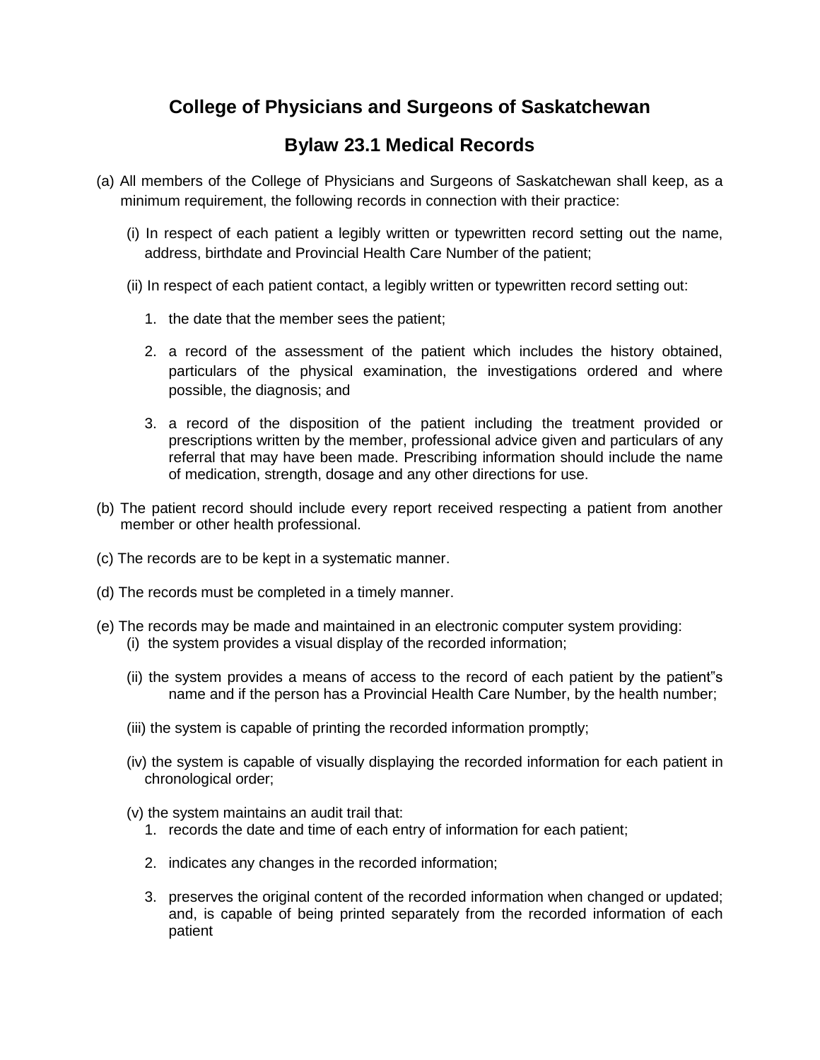# College of Physicians and Surgeons of Saskatchewan

## Bylaw 23.1 Medical Records

(a) All members of the College of Physicians and Surgeons of Saskatchewan shall keep, as a minimum requirement, the following records in connection with their practice:

(i) In respect of each patient a legibly written or typewritten record setting out the name, address, birthdate and Provincial Health Care Number of the patient;

(ii) In respect of each patient contact, a legibly written or typewritten record setting out:

1. the date that the member sees the patient;
2. a record of the assessment of the patient which includes the history obtained, particulars of the physical examination, the investigations ordered and where possible, the diagnosis; and
3. a record of the disposition of the patient including the treatment provided or prescriptions written by the member, professional advice given and particulars of any referral that may have been made. Prescribing information should include the name of medication, strength, dosage and any other directions for use.

(b) The patient record should include every report received respecting a patient from another member or other health professional.

(c) The records are to be kept in a systematic manner.

(d) The records must be completed in a timely manner.

(e) The records may be made and maintained in an electronic computer system providing:

(i) the system provides a visual display of the recorded information;

(ii) the system provides a means of access to the record of each patient by the patient"s name and if the person has a Provincial Health Care Number, by the health number;

(iii) the system is capable of printing the recorded information promptly;

(iv) the system is capable of visually displaying the recorded information for each patient in chronological order;

(v) the system maintains an audit trail that:

1. records the date and time of each entry of information for each patient;
2. indicates any changes in the recorded information;
3. preserves the original content of the recorded information when changed or updated; and, is capable of being printed separately from the recorded information of each patient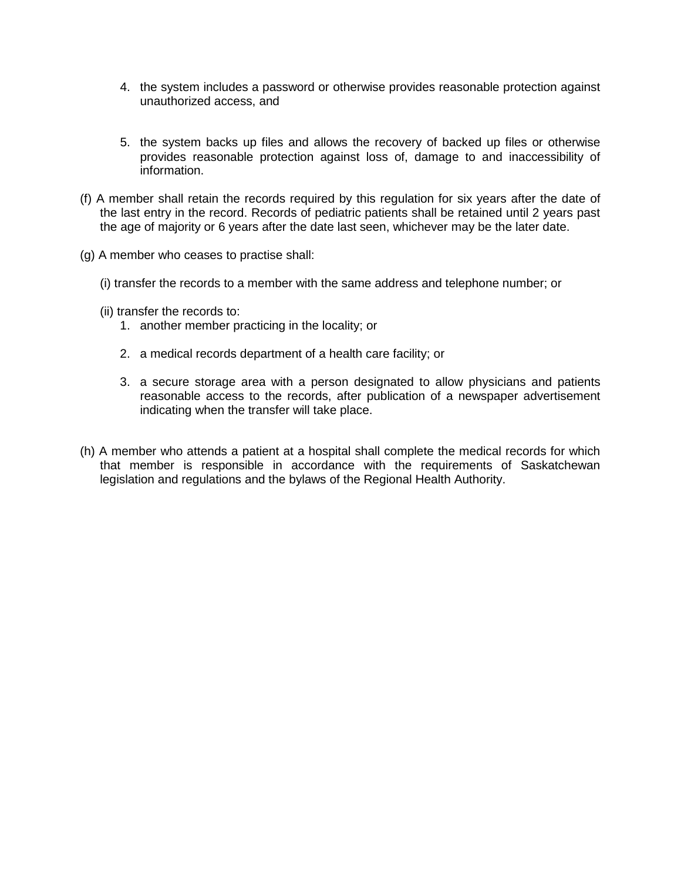4. the system includes a password or otherwise provides reasonable protection against unauthorized access, and

5. the system backs up files and allows the recovery of backed up files or otherwise provides reasonable protection against loss of, damage to and inaccessibility of information.

(f) A member shall retain the records required by this regulation for six years after the date of the last entry in the record. Records of pediatric patients shall be retained until 2 years past the age of majority or 6 years after the date last seen, whichever may be the later date.

(g) A member who ceases to practise shall:

(i) transfer the records to a member with the same address and telephone number; or

(ii) transfer the records to:

1. another member practicing in the locality; or

2. a medical records department of a health care facility; or

3. a secure storage area with a person designated to allow physicians and patients reasonable access to the records, after publication of a newspaper advertisement indicating when the transfer will take place.

(h) A member who attends a patient at a hospital shall complete the medical records for which that member is responsible in accordance with the requirements of Saskatchewan legislation and regulations and the bylaws of the Regional Health Authority.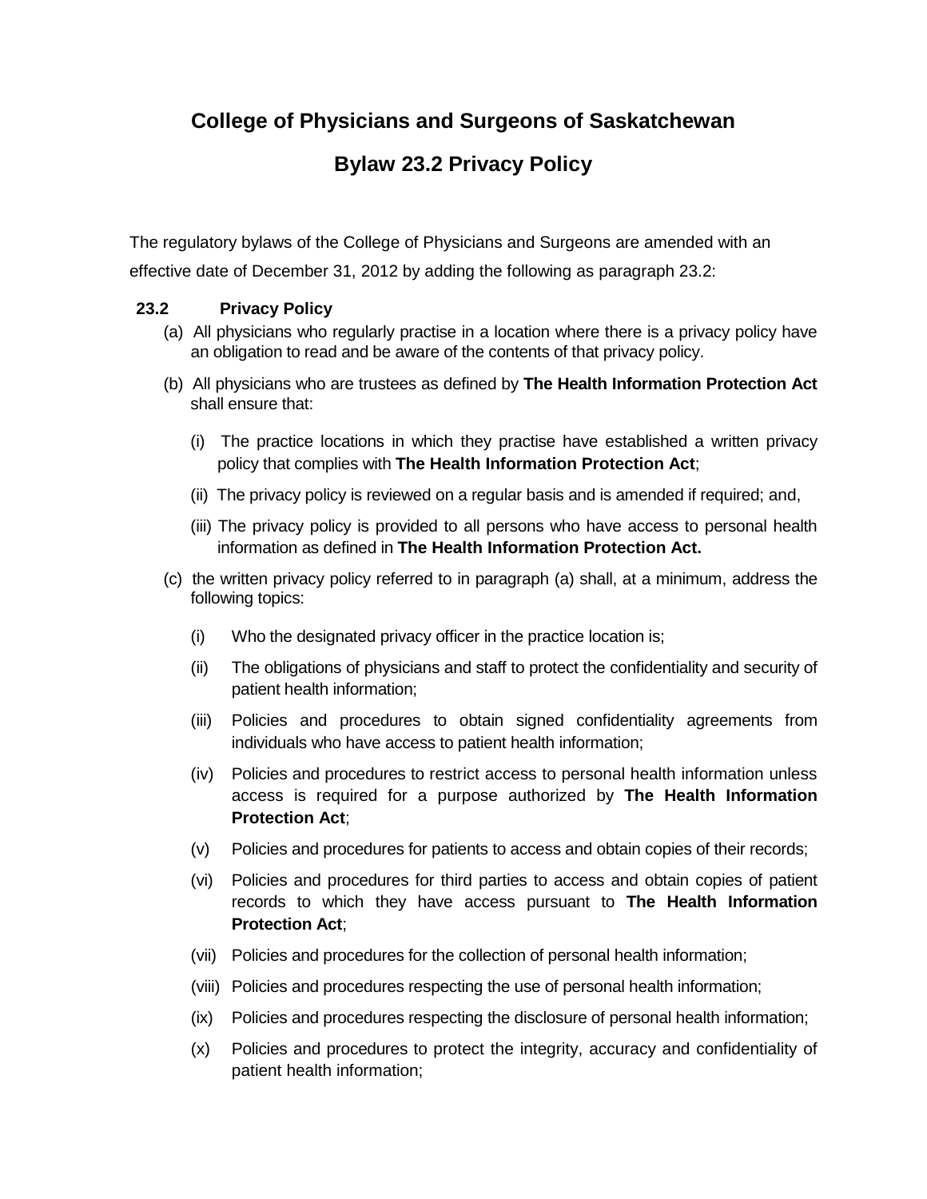# College of Physicians and Surgeons of Saskatchewan

# Bylaw 23.2 Privacy Policy

The regulatory bylaws of the College of Physicians and Surgeons are amended with an effective date of December 31, 2012 by adding the following as paragraph 23.2:

**23.2 Privacy Policy**

(a) All physicians who regularly practise in a location where there is a privacy policy have an obligation to read and be aware of the contents of that privacy policy.

(b) All physicians who are trustees as defined by **The Health Information Protection Act** shall ensure that:

(i) The practice locations in which they practise have established a written privacy policy that complies with **The Health Information Protection Act**;

(ii) The privacy policy is reviewed on a regular basis and is amended if required; and,

(iii) The privacy policy is provided to all persons who have access to personal health information as defined in **The Health Information Protection Act.**

(c) the written privacy policy referred to in paragraph (a) shall, at a minimum, address the following topics:

(i) Who the designated privacy officer in the practice location is;

(ii) The obligations of physicians and staff to protect the confidentiality and security of patient health information;

(iii) Policies and procedures to obtain signed confidentiality agreements from individuals who have access to patient health information;

(iv) Policies and procedures to restrict access to personal health information unless access is required for a purpose authorized by **The Health Information Protection Act**;

(v) Policies and procedures for patients to access and obtain copies of their records;

(vi) Policies and procedures for third parties to access and obtain copies of patient records to which they have access pursuant to **The Health Information Protection Act**;

(vii) Policies and procedures for the collection of personal health information;

(viii) Policies and procedures respecting the use of personal health information;

(ix) Policies and procedures respecting the disclosure of personal health information;

(x) Policies and procedures to protect the integrity, accuracy and confidentiality of patient health information;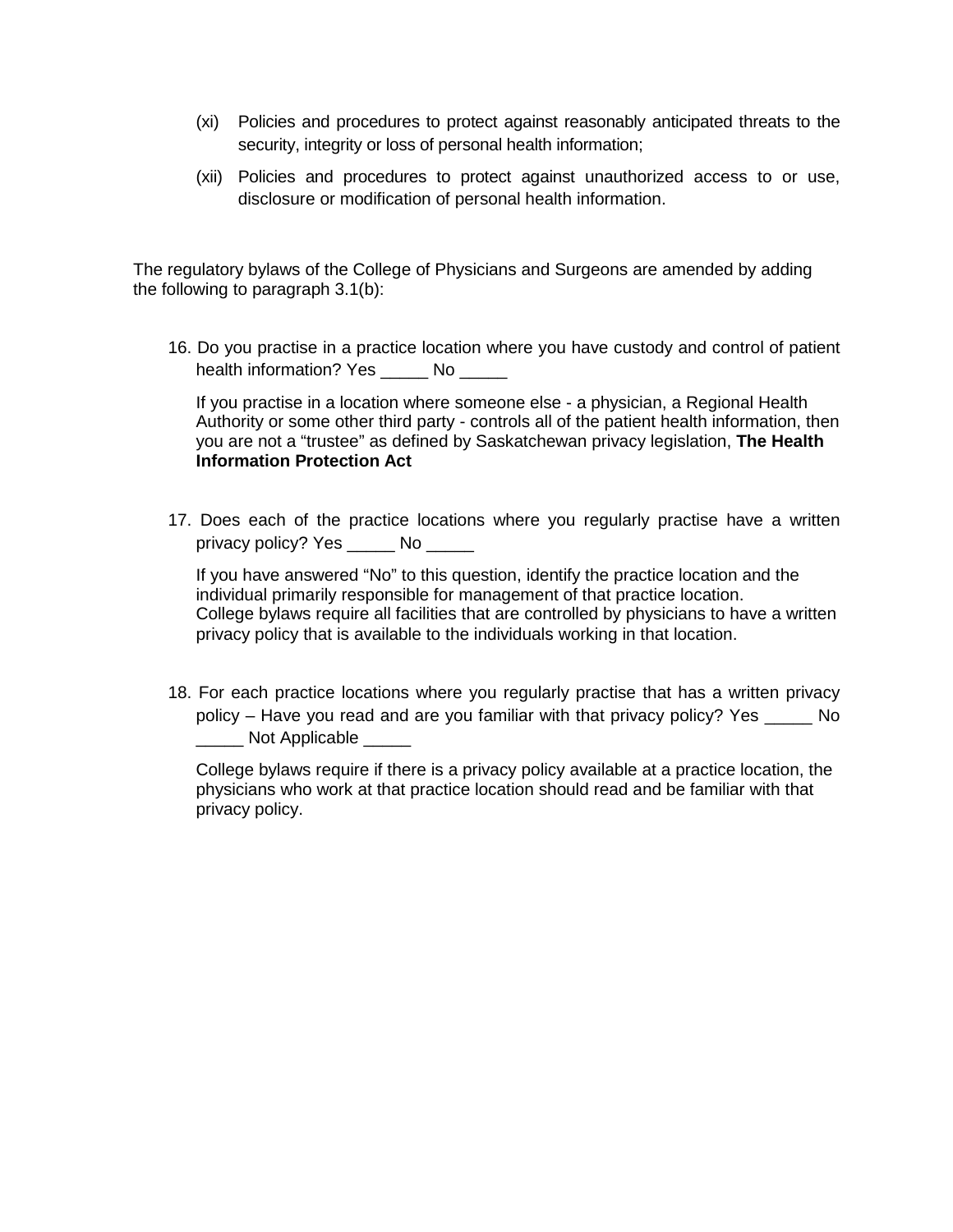(xi) Policies and procedures to protect against reasonably anticipated threats to the security, integrity or loss of personal health information;

(xii) Policies and procedures to protect against unauthorized access to or use, disclosure or modification of personal health information.

The regulatory bylaws of the College of Physicians and Surgeons are amended by adding the following to paragraph 3.1(b):

16. Do you practise in a practice location where you have custody and control of patient health information? Yes _____ No _____

    If you practise in a location where someone else - a physician, a Regional Health Authority or some other third party - controls all of the patient health information, then you are not a "trustee" as defined by Saskatchewan privacy legislation, **The Health Information Protection Act**

17. Does each of the practice locations where you regularly practise have a written privacy policy? Yes _____ No _____

    If you have answered "No" to this question, identify the practice location and the individual primarily responsible for management of that practice location.
    College bylaws require all facilities that are controlled by physicians to have a written privacy policy that is available to the individuals working in that location.

18. For each practice locations where you regularly practise that has a written privacy policy – Have you read and are you familiar with that privacy policy? Yes _____ No _____ Not Applicable _____

    College bylaws require if there is a privacy policy available at a practice location, the physicians who work at that practice location should read and be familiar with that privacy policy.